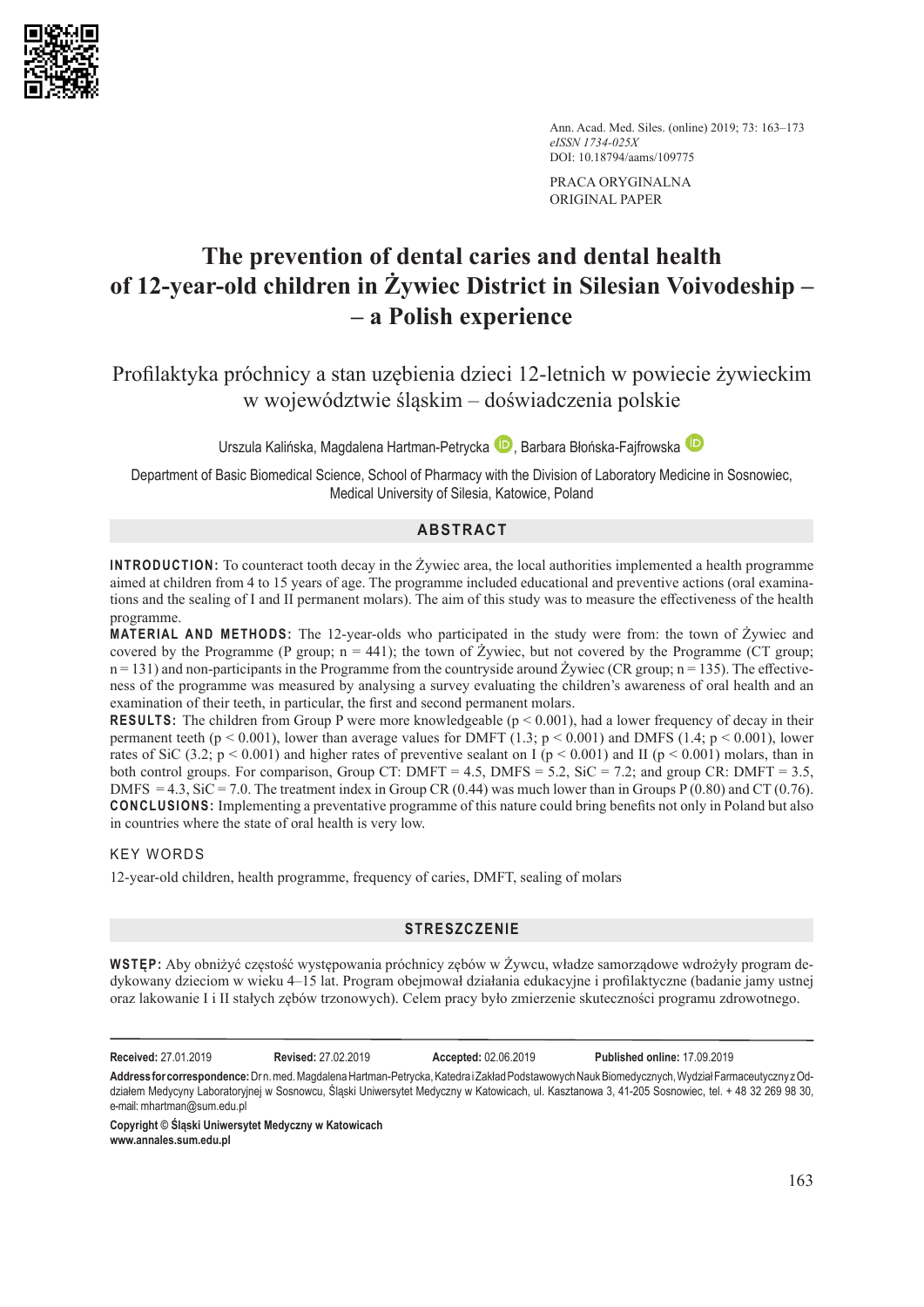PRACA ORYGINALNA
ORIGINAL PAPER

# The prevention of dental caries and dental health of 12-year-old children in Żywiec District in Silesian Voivodeship – – a Polish experience

## Profilaktyka próchnicy a stan uzębienia dzieci 12-letnich w powiecie żywieckim w województwie śląskim – doświadczenia polskie

Urszula Kalińska, Magdalena Hartman-Petrycka, Barbara Błońska-Fajfrowska

Department of Basic Biomedical Science, School of Pharmacy with the Division of Laboratory Medicine in Sosnowiec, Medical University of Silesia, Katowice, Poland

### ABSTRACT

**INTRODUCTION:** To counteract tooth decay in the Żywiec area, the local authorities implemented a health programme aimed at children from 4 to 15 years of age. The programme included educational and preventive actions (oral examinations and the sealing of I and II permanent molars). The aim of this study was to measure the effectiveness of the health programme.

**MATERIAL AND METHODS:** The 12-year-olds who participated in the study were from: the town of Żywiec and covered by the Programme (P group; n = 441); the town of Żywiec, but not covered by the Programme (CT group; n = 131) and non-participants in the Programme from the countryside around Żywiec (CR group; n = 135). The effectiveness of the programme was measured by analysing a survey evaluating the children's awareness of oral health and an examination of their teeth, in particular, the first and second permanent molars.

**RESULTS:** The children from Group P were more knowledgeable ($p < 0.001$), had a lower frequency of decay in their permanent teeth ($p < 0.001$), lower than average values for DMFT (1.3; $p < 0.001$) and DMFS (1.4; $p < 0.001$), lower rates of SiC (3.2; $p < 0.001$) and higher rates of preventive sealant on I ($p < 0.001$) and II ($p < 0.001$) molars, than in both control groups. For comparison, Group CT: DMFT = 4.5, DMFS = 5.2, SiC = 7.2; and group CR: DMFT = 3.5, DMFS = 4.3, SiC = 7.0. The treatment index in Group CR (0.44) was much lower than in Groups P (0.80) and CT (0.76).

**CONCLUSIONS:** Implementing a preventative programme of this nature could bring benefits not only in Poland but also in countries where the state of oral health is very low.

### KEY WORDS

12-year-old children, health programme, frequency of caries, DMFT, sealing of molars

### STRESZCZENIE

**WSTĘP:** Aby obniżyć częstość występowania próchnicy zębów w Żywcu, władze samorządowe wdrożyły program dedykowany dzieciom w wieku 4–15 lat. Program obejmował działania edukacyjne i profilaktyczne (badanie jamy ustnej oraz lakowanie I i II stałych zębów trzonowych). Celem pracy było zmierzenie skuteczności programu zdrowotnego.

**Received:** 27.01.2019 **Revised:** 27.02.2019 **Accepted:** 02.06.2019 **Published online:** 17.09.2019

**Address for correspondence:** Dr n. med. Magdalena Hartman-Petrycka, Katedra i Zakład Podstawowych Nauk Biomedycznych, Wydział Farmaceutyczny z Oddziałem Medycyny Laboratoryjnej w Sosnowcu, Śląski Uniwersytet Medyczny w Katowicach, ul. Kasztanowa 3, 41-205 Sosnowiec, tel. + 48 32 269 98 30, e-mail: mhartman@sum.edu.pl

**Copyright © Śląski Uniwersytet Medyczny w Katowicach**
**www.annales.sum.edu.pl**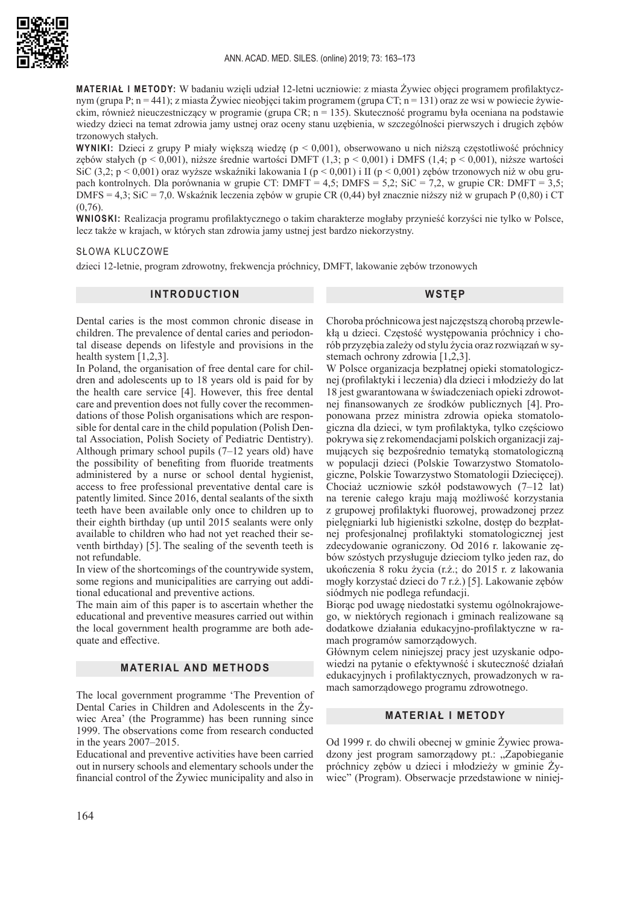**MATERIAŁ I METODY:** W badaniu wzięli udział 12-letni uczniowie: z miasta Żywiec objęci programem profilaktycznym (grupa P; n = 441); z miasta Żywiec nieobjęci takim programem (grupa CT; n = 131) oraz ze wsi w powiecie żywieckim, również nieuczestniczący w programie (grupa CR; n = 135). Skuteczność programu była oceniana na podstawie wiedzy dzieci na temat zdrowia jamy ustnej oraz oceny stanu uzębienia, w szczególności pierwszych i drugich zębów trzonowych stałych.

**WYNIKI:** Dzieci z grupy P miały większą wiedzę (p < 0,001), obserwowano u nich niższą częstotliwość próchnicy zębów stałych (p < 0,001), niższe średnie wartości DMFT (1,3; p < 0,001) i DMFS (1,4; p < 0,001), niższe wartości SiC (3,2; p < 0,001) oraz wyższe wskaźniki lakowania I (p < 0,001) i II (p < 0,001) zębów trzonowych niż w obu grupach kontrolnych. Dla porównania w grupie CT: DMFT = 4,5; DMFS = 5,2; SiC = 7,2, w grupie CR: DMFT = 3,5; DMFS = 4,3; SiC = 7,0. Wskaźnik leczenia zębów w grupie CR (0,44) był znacznie niższy niż w grupach P (0,80) i CT (0,76).

**WNIOSKI:** Realizacja programu profilaktycznego o takim charakterze mogłaby przynieść korzyści nie tylko w Polsce, lecz także w krajach, w których stan zdrowia jamy ustnej jest bardzo niekorzystny.

SŁOWA KLUCZOWE

dzieci 12-letnie, program zdrowotny, frekwencja próchnicy, DMFT, lakowanie zębów trzonowych

## INTRODUCTION

Dental caries is the most common chronic disease in children. The prevalence of dental caries and periodontal disease depends on lifestyle and provisions in the health system [1,2,3].

In Poland, the organisation of free dental care for children and adolescents up to 18 years old is paid for by the health care service [4]. However, this free dental care and prevention does not fully cover the recommendations of those Polish organisations which are responsible for dental care in the child population (Polish Dental Association, Polish Society of Pediatric Dentistry). Although primary school pupils (7–12 years old) have the possibility of benefiting from fluoride treatments administered by a nurse or school dental hygienist, access to free professional preventative dental care is patently limited. Since 2016, dental sealants of the sixth teeth have been available only once to children up to their eighth birthday (up until 2015 sealants were only available to children who had not yet reached their seventh birthday) [5]. The sealing of the seventh teeth is not refundable.

In view of the shortcomings of the countrywide system, some regions and municipalities are carrying out additional educational and preventive actions.

The main aim of this paper is to ascertain whether the educational and preventive measures carried out within the local government health programme are both adequate and effective.

## MATERIAL AND METHODS

The local government programme 'The Prevention of Dental Caries in Children and Adolescents in the Żywiec Area' (the Programme) has been running since 1999. The observations come from research conducted in the years 2007–2015.

Educational and preventive activities have been carried out in nursery schools and elementary schools under the financial control of the Żywiec municipality and also in

## WSTĘP

Choroba próchnicowa jest najczęstszą chorobą przewlekłą u dzieci. Częstość występowania próchnicy i chorób przyzębia zależy od stylu życia oraz rozwiązań w systemach ochrony zdrowia [1,2,3].

W Polsce organizacja bezpłatnej opieki stomatologicznej (profilaktyki i leczenia) dla dzieci i młodzieży do lat 18 jest gwarantowana w świadczeniach opieki zdrowotnej finansowanych ze środków publicznych [4]. Proponowana przez ministra zdrowia opieka stomatologiczna dla dzieci, w tym profilaktyka, tylko częściowo pokrywa się z rekomendacjami polskich organizacji zajmujących się bezpośrednio tematyką stomatologiczną w populacji dzieci (Polskie Towarzystwo Stomatologiczne, Polskie Towarzystwo Stomatologii Dziecięcej). Chociaż uczniowie szkół podstawowych (7–12 lat) na terenie całego kraju mają możliwość korzystania z grupowej profilaktyki fluorowej, prowadzonej przez pielęgniarki lub higienistki szkolne, dostęp do bezpłatnej profesjonalnej profilaktyki stomatologicznej jest zdecydowanie ograniczony. Od 2016 r. lakowanie zębów szóstych przysługuje dzieciom tylko jeden raz, do ukończenia 8 roku życia (r.ż.; do 2015 r. z lakowania mogły korzystać dzieci do 7 r.ż.) [5]. Lakowanie zębów siódmych nie podlega refundacji.

Biorąc pod uwagę niedostatki systemu ogólnokrajowego, w niektórych regionach i gminach realizowane są dodatkowe działania edukacyjno-profilaktyczne w ramach programów samorządowych.

Głównym celem niniejszej pracy jest uzyskanie odpowiedzi na pytanie o efektywność i skuteczność działań edukacyjnych i profilaktycznych, prowadzonych w ramach samorządowego programu zdrowotnego.

## MATERIAŁ I METODY

Od 1999 r. do chwili obecnej w gminie Żywiec prowadzony jest program samorządowy pt.: „Zapobieganie próchnicy zębów u dzieci i młodzieży w gminie Żywiec" (Program). Obserwacje przedstawione w niniej-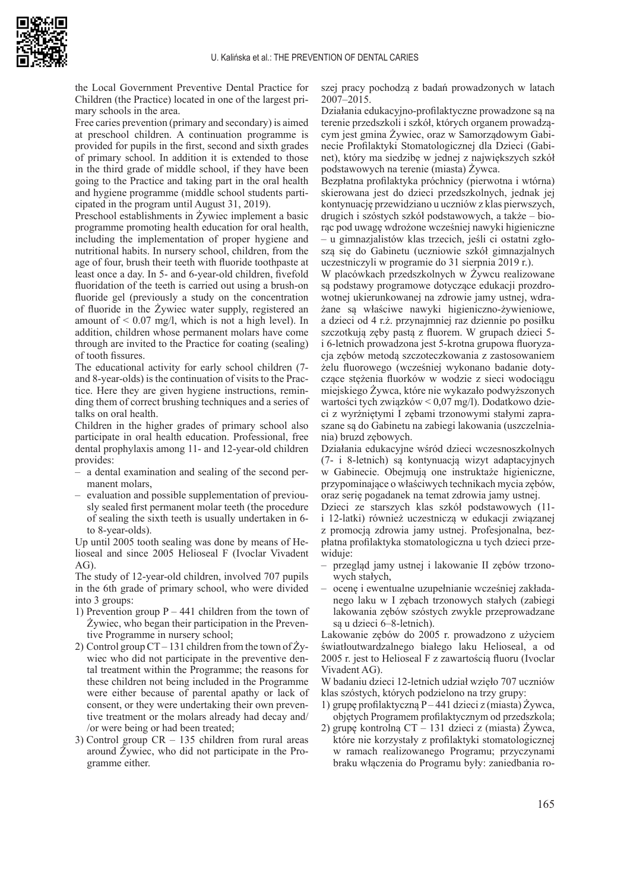the Local Government Preventive Dental Practice for Children (the Practice) located in one of the largest primary schools in the area.

Free caries prevention (primary and secondary) is aimed at preschool children. A continuation programme is provided for pupils in the first, second and sixth grades of primary school. In addition it is extended to those in the third grade of middle school, if they have been going to the Practice and taking part in the oral health and hygiene programme (middle school students participated in the program until August 31, 2019).

Preschool establishments in Żywiec implement a basic programme promoting health education for oral health, including the implementation of proper hygiene and nutritional habits. In nursery school, children, from the age of four, brush their teeth with fluoride toothpaste at least once a day. In 5- and 6-year-old children, fivefold fluoridation of the teeth is carried out using a brush-on fluoride gel (previously a study on the concentration of fluoride in the Żywiec water supply, registered an amount of < 0.07 mg/l, which is not a high level). In addition, children whose permanent molars have come through are invited to the Practice for coating (sealing) of tooth fissures.

The educational activity for early school children (7- and 8-year-olds) is the continuation of visits to the Practice. Here they are given hygiene instructions, reminding them of correct brushing techniques and a series of talks on oral health.

Children in the higher grades of primary school also participate in oral health education. Professional, free dental prophylaxis among 11- and 12-year-old children provides:

- a dental examination and sealing of the second permanent molars,
- evaluation and possible supplementation of previously sealed first permanent molar teeth (the procedure of sealing the sixth teeth is usually undertaken in 6- to 8-year-olds).

Up until 2005 tooth sealing was done by means of Helioseal and since 2005 Helioseal F (Ivoclar Vivadent AG).

The study of 12-year-old children, involved 707 pupils in the 6th grade of primary school, who were divided into 3 groups:

1) Prevention group P – 441 children from the town of Żywiec, who began their participation in the Preventive Programme in nursery school;
2) Control group CT – 131 children from the town of Żywiec who did not participate in the preventive dental treatment within the Programme; the reasons for these children not being included in the Programme were either because of parental apathy or lack of consent, or they were undertaking their own preventive treatment or the molars already had decay and/or were being or had been treated;
3) Control group CR – 135 children from rural areas around Żywiec, who did not participate in the Programme either.

szej pracy pochodzą z badań prowadzonych w latach 2007–2015.

Działania edukacyjno-profilaktyczne prowadzone są na terenie przedszkoli i szkół, których organem prowadzącym jest gmina Żywiec, oraz w Samorządowym Gabinecie Profilaktyki Stomatologicznej dla Dzieci (Gabinet), który ma siedzibę w jednej z największych szkół podstawowych na terenie (miasta) Żywca.

Bezpłatna profilaktyka próchnicy (pierwotna i wtórna) skierowana jest do dzieci przedszkolnych, jednak jej kontynuację przewidziano u uczniów z klas pierwszych, drugich i szóstych szkół podstawowych, a także – biorąc pod uwagę wdrożone wcześniej nawyki higieniczne – u gimnazjalistów klas trzecich, jeśli ci ostatni zgłoszą się do Gabinetu (uczniowie szkół gimnazjalnych uczestniczyli w programie do 31 sierpnia 2019 r.).

W placówkach przedszkolnych w Żywcu realizowane są podstawy programowe dotyczące edukacji prozdrowotnej ukierunkowanej na zdrowie jamy ustnej, wdrażane są właściwe nawyki higieniczno-żywieniowe, a dzieci od 4 r.ż. przynajmniej raz dziennie po posiłku szczotkują zęby pastą z fluorem. W grupach dzieci 5- i 6-letnich prowadzona jest 5-krotna grupowa fluoryzacja zębów metodą szczoteczkowania z zastosowaniem żelu fluorowego (wcześniej wykonano badanie dotyczące stężenia fluorków w wodzie z sieci wodociągu miejskiego Żywca, które nie wykazało podwyższonych wartości tych związków < 0,07 mg/l). Dodatkowo dzieci z wyrżniętymi I zębami trzonowymi stałymi zapraszane są do Gabinetu na zabiegi lakowania (uszczelniania) bruzd zębowych.

Działania edukacyjne wśród dzieci wczesnoszkolnych (7- i 8-letnich) są kontynuacją wizyt adaptacyjnych w Gabinecie. Obejmują one instruktaże higieniczne, przypominające o właściwych technikach mycia zębów, oraz serię pogadanek na temat zdrowia jamy ustnej.

Dzieci ze starszych klas szkół podstawowych (11- i 12-latki) również uczestniczą w edukacji związanej z promocją zdrowia jamy ustnej. Profesjonalna, bezpłatna profilaktyka stomatologiczna u tych dzieci przewiduje:

- przegląd jamy ustnej i lakowanie II zębów trzonowych stałych,
- ocenę i ewentualne uzupełnianie wcześniej zakładanego laku w I zębach trzonowych stałych (zabiegi lakowania zębów szóstych zwykle przeprowadzane są u dzieci 6–8-letnich).

Lakowanie zębów do 2005 r. prowadzono z użyciem światłoutwardzalnego białego laku Helioseal, a od 2005 r. jest to Helioseal F z zawartością fluoru (Ivoclar Vivadent AG).

W badaniu dzieci 12-letnich udział wzięło 707 uczniów klas szóstych, których podzielono na trzy grupy:

1) grupę profilaktyczną P – 441 dzieci z (miasta) Żywca, objętych Programem profilaktycznym od przedszkola;
2) grupę kontrolną CT – 131 dzieci z (miasta) Żywca, które nie korzystały z profilaktyki stomatologicznej w ramach realizowanego Programu; przyczynami braku włączenia do Programu były: zaniedbania ro-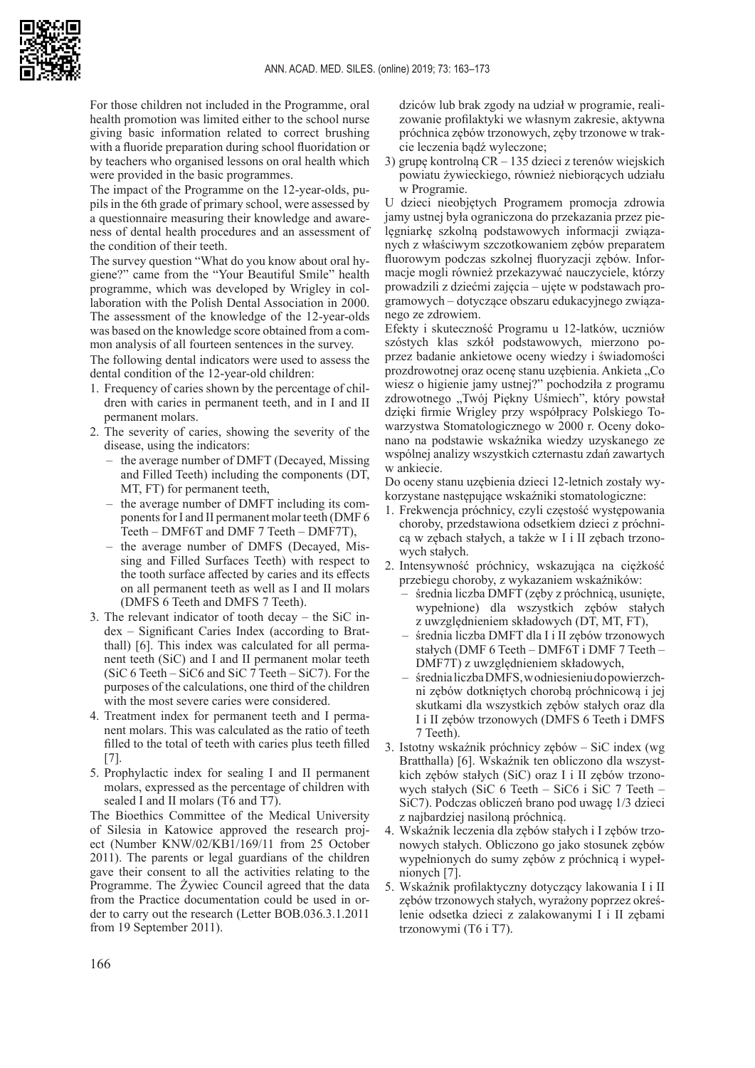For those children not included in the Programme, oral health promotion was limited either to the school nurse giving basic information related to correct brushing with a fluoride preparation during school fluoridation or by teachers who organised lessons on oral health which were provided in the basic programmes.

The impact of the Programme on the 12-year-olds, pupils in the 6th grade of primary school, were assessed by a questionnaire measuring their knowledge and awareness of dental health procedures and an assessment of the condition of their teeth.

The survey question "What do you know about oral hygiene?" came from the "Your Beautiful Smile" health programme, which was developed by Wrigley in collaboration with the Polish Dental Association in 2000. The assessment of the knowledge of the 12-year-olds was based on the knowledge score obtained from a common analysis of all fourteen sentences in the survey.

The following dental indicators were used to assess the dental condition of the 12-year-old children:

1. Frequency of caries shown by the percentage of children with caries in permanent teeth, and in I and II permanent molars.
2. The severity of caries, showing the severity of the disease, using the indicators:
   - the average number of DMFT (Decayed, Missing and Filled Teeth) including the components (DT, MT, FT) for permanent teeth,
   - the average number of DMFT including its components for I and II permanent molar teeth (DMF 6 Teeth – DMF6T and DMF 7 Teeth – DMF7T),
   - the average number of DMFS (Decayed, Missing and Filled Surfaces Teeth) with respect to the tooth surface affected by caries and its effects on all permanent teeth as well as I and II molars (DMFS 6 Teeth and DMFS 7 Teeth).
3. The relevant indicator of tooth decay – the SiC index – Significant Caries Index (according to Bratthall) [6]. This index was calculated for all permanent teeth (SiC) and I and II permanent molar teeth (SiC 6 Teeth – SiC6 and SiC 7 Teeth – SiC7). For the purposes of the calculations, one third of the children with the most severe caries were considered.
4. Treatment index for permanent teeth and I permanent molars. This was calculated as the ratio of teeth filled to the total of teeth with caries plus teeth filled [7].
5. Prophylactic index for sealing I and II permanent molars, expressed as the percentage of children with sealed I and II molars (T6 and T7).

The Bioethics Committee of the Medical University of Silesia in Katowice approved the research project (Number KNW/02/KB1/169/11 from 25 October 2011). The parents or legal guardians of the children gave their consent to all the activities relating to the Programme. The Żywiec Council agreed that the data from the Practice documentation could be used in order to carry out the research (Letter BOB.036.3.1.2011 from 19 September 2011).

dziców lub brak zgody na udział w programie, realizowanie profilaktyki we własnym zakresie, aktywna próchnica zębów trzonowych, zęby trzonowe w trakcie leczenia bądź wyleczone;

3) grupę kontrolną CR – 135 dzieci z terenów wiejskich powiatu żywieckiego, również niebiorących udziału w Programie.

U dzieci nieobjętych Programem promocja zdrowia jamy ustnej była ograniczona do przekazania przez pielęgniarkę szkolną podstawowych informacji związanych z właściwym szczotkowaniem zębów preparatem fluorowym podczas szkolnej fluoryzacji zębów. Informacje mogli również przekazywać nauczyciele, którzy prowadzili z dziećmi zajęcia – ujęte w podstawach programowych – dotyczące obszaru edukacyjnego związanego ze zdrowiem.

Efekty i skuteczność Programu u 12-latków, uczniów szóstych klas szkół podstawowych, mierzono poprzez badanie ankietowe oceny wiedzy i świadomości prozdrowotnej oraz ocenę stanu uzębienia. Ankieta „Co wiesz o higienie jamy ustnej?" pochodziła z programu zdrowotnego „Twój Piękny Uśmiech", który powstał dzięki firmie Wrigley przy współpracy Polskiego Towarzystwa Stomatologicznego w 2000 r. Oceny dokonano na podstawie wskaźnika wiedzy uzyskanego ze wspólnej analizy wszystkich czternastu zdań zawartych w ankiecie.

Do oceny stanu uzębienia dzieci 12-letnich zostały wykorzystane następujące wskaźniki stomatologiczne:

1. Frekwencja próchnicy, czyli częstość występowania choroby, przedstawiona odsetkiem dzieci z próchnicą w zębach stałych, a także w I i II zębach trzonowych stałych.
2. Intensywność próchnicy, wskazująca na ciężkość przebiegu choroby, z wykazaniem wskaźników:
   - średnia liczba DMFT (zęby z próchnicą, usunięte, wypełnione) dla wszystkich zębów stałych z uwzględnieniem składowych (DT, MT, FT),
   - średnia liczba DMFT dla I i II zębów trzonowych stałych (DMF 6 Teeth – DMF6T i DMF 7 Teeth – DMF7T) z uwzględnieniem składowych,
   - średnia liczba DMFS, w odniesieniu do powierzchni zębów dotkniętych chorobą próchnicową i jej skutkami dla wszystkich zębów stałych oraz dla I i II zębów trzonowych (DMFS 6 Teeth i DMFS 7 Teeth).
3. Istotny wskaźnik próchnicy zębów – SiC index (wg Bratthalla) [6]. Wskaźnik ten obliczono dla wszystkich zębów stałych (SiC) oraz I i II zębów trzonowych stałych (SiC 6 Teeth – SiC6 i SiC 7 Teeth – SiC7). Podczas obliczeń brano pod uwagę 1/3 dzieci z najbardziej nasiloną próchnicą.
4. Wskaźnik leczenia dla zębów stałych i I zębów trzonowych stałych. Obliczono go jako stosunek zębów wypełnionych do sumy zębów z próchnicą i wypełnionych [7].
5. Wskaźnik profilaktyczny dotyczący lakowania I i II zębów trzonowych stałych, wyrażony poprzez określenie odsetka dzieci z zalakowanymi I i II zębami trzonowymi (T6 i T7).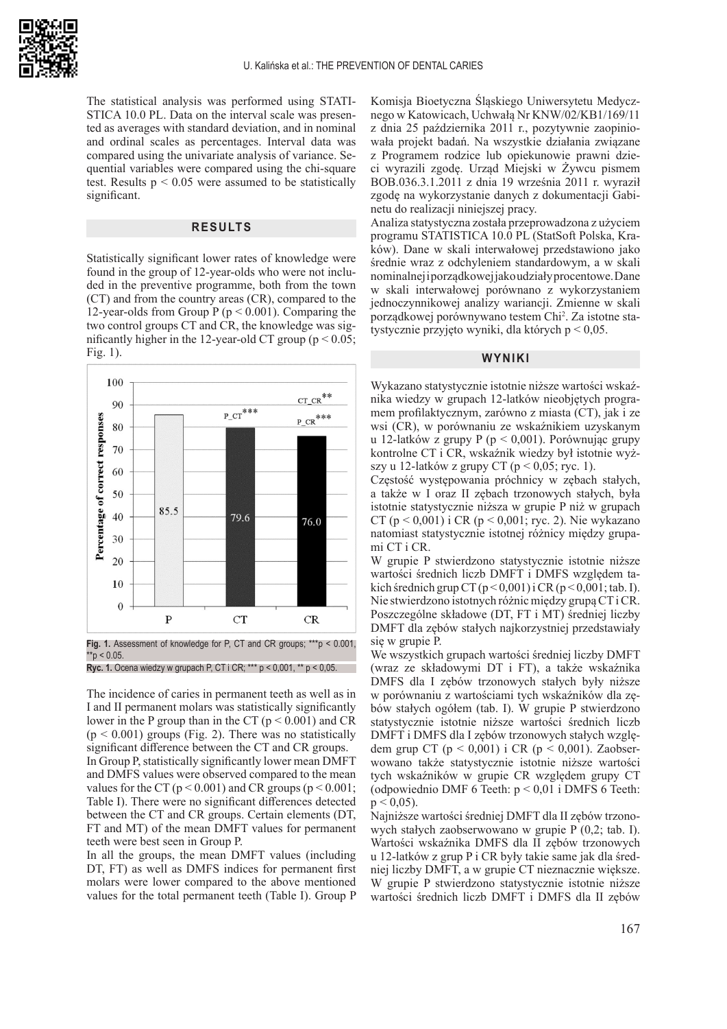The statistical analysis was performed using STATISTICA 10.0 PL. Data on the interval scale was presented as averages with standard deviation, and in nominal and ordinal scales as percentages. Interval data was compared using the univariate analysis of variance. Sequential variables were compared using the chi-square test. Results $p < 0.05$ were assumed to be statistically significant.

## RESULTS

Statistically significant lower rates of knowledge were found in the group of 12-year-olds who were not included in the preventive programme, both from the town (CT) and from the country areas (CR), compared to the 12-year-olds from Group P ($p < 0.001$). Comparing the two control groups CT and CR, the knowledge was significantly higher in the 12-year-old CT group ($p < 0.05$; Fig. 1).

**Fig. 1.** Assessment of knowledge for P, CT and CR groups; ***p < 0.001, **p < 0.05.

**Ryc. 1.** Ocena wiedzy w grupach P, CT i CR; *** p < 0,001, ** p < 0,05.

The incidence of caries in permanent teeth as well as in I and II permanent molars was statistically significantly lower in the P group than in the CT ($p < 0.001$) and CR ($p < 0.001$) groups (Fig. 2). There was no statistically significant difference between the CT and CR groups.

In Group P, statistically significantly lower mean DMFT and DMFS values were observed compared to the mean values for the CT ($p < 0.001$) and CR groups ($p < 0.001$; Table I). There were no significant differences detected between the CT and CR groups. Certain elements (DT, FT and MT) of the mean DMFT values for permanent teeth were best seen in Group P.

In all the groups, the mean DMFT values (including DT, FT) as well as DMFS indices for permanent first molars were lower compared to the above mentioned values for the total permanent teeth (Table I). Group P

Komisja Bioetyczna Śląskiego Uniwersytetu Medycznego w Katowicach, Uchwałą Nr KNW/02/KB1/169/11 z dnia 25 października 2011 r., pozytywnie zaopiniowała projekt badań. Na wszystkie działania związane z Programem rodzice lub opiekunowie prawni dzieci wyrazili zgodę. Urząd Miejski w Żywcu pismem BOB.036.3.1.2011 z dnia 19 września 2011 r. wyraził zgodę na wykorzystanie danych z dokumentacji Gabinetu do realizacji niniejszej pracy.

Analiza statystyczna została przeprowadzona z użyciem programu STATISTICA 10.0 PL (StatSoft Polska, Kraków). Dane w skali interwałowej przedstawiono jako średnie wraz z odchyleniem standardowym, a w skali nominalnej i porządkowej jako udziały procentowe. Dane w skali interwałowej porównano z wykorzystaniem jednoczynnikowej analizy wariancji. Zmienne w skali porządkowej porównywano testem Chi[2]. Za istotne statystycznie przyjęto wyniki, dla których $p < 0,05$.

## WYNIKI

Wykazano statystycznie istotnie niższe wartości wskaźnika wiedzy w grupach 12-latków nieobjętych programem profilaktycznym, zarówno z miasta (CT), jak i ze wsi (CR), w porównaniu ze wskaźnikiem uzyskanym u 12-latków z grupy P ($p < 0,001$). Porównując grupy kontrolne CT i CR, wskaźnik wiedzy był istotnie wyższy u 12-latków z grupy CT ($p < 0,05$; ryc. 1).

Częstość występowania próchnicy w zębach stałych, a także w I oraz II zębach trzonowych stałych, była istotnie statystycznie niższa w grupie P niż w grupach CT ($p < 0,001$) i CR ($p < 0,001$; ryc. 2). Nie wykazano natomiast statystycznie istotnej różnicy między grupami CT i CR.

W grupie P stwierdzono statystycznie istotnie niższe wartości średnich liczb DMFT i DMFS względem takich średnich grup CT ($p < 0,001$) i CR ($p < 0,001$; tab. I). Nie stwierdzono istotnych różnic między grupą CT i CR. Poszczególne składowe (DT, FT i MT) średniej liczby DMFT dla zębów stałych najkorzystniej przedstawiały się w grupie P.

We wszystkich grupach wartości średniej liczby DMFT (wraz ze składowymi DT i FT), a także wskaźnika DMFS dla I zębów trzonowych stałych były niższe w porównaniu z wartościami tych wskaźników dla zębów stałych ogółem (tab. I). W grupie P stwierdzono statystycznie istotnie niższe wartości średnich liczb DMFT i DMFS dla I zębów trzonowych stałych względem grup CT ($p < 0,001$) i CR ($p < 0,001$). Zaobserwowano także statystycznie istotnie niższe wartości tych wskaźników w grupie CR względem grupy CT (odpowiednio DMF 6 Teeth: $p < 0,01$ i DMFS 6 Teeth: $p < 0,05$).

Najniższe wartości średniej DMFT dla II zębów trzonowych stałych zaobserwowano w grupie P (0,2; tab. I). Wartości wskaźnika DMFS dla II zębów trzonowych u 12-latków z grup P i CR były takie same jak dla średniej liczby DMFT, a w grupie CT nieznacznie większe. W grupie P stwierdzono statystycznie istotnie niższe wartości średnich liczb DMFT i DMFS dla II zębów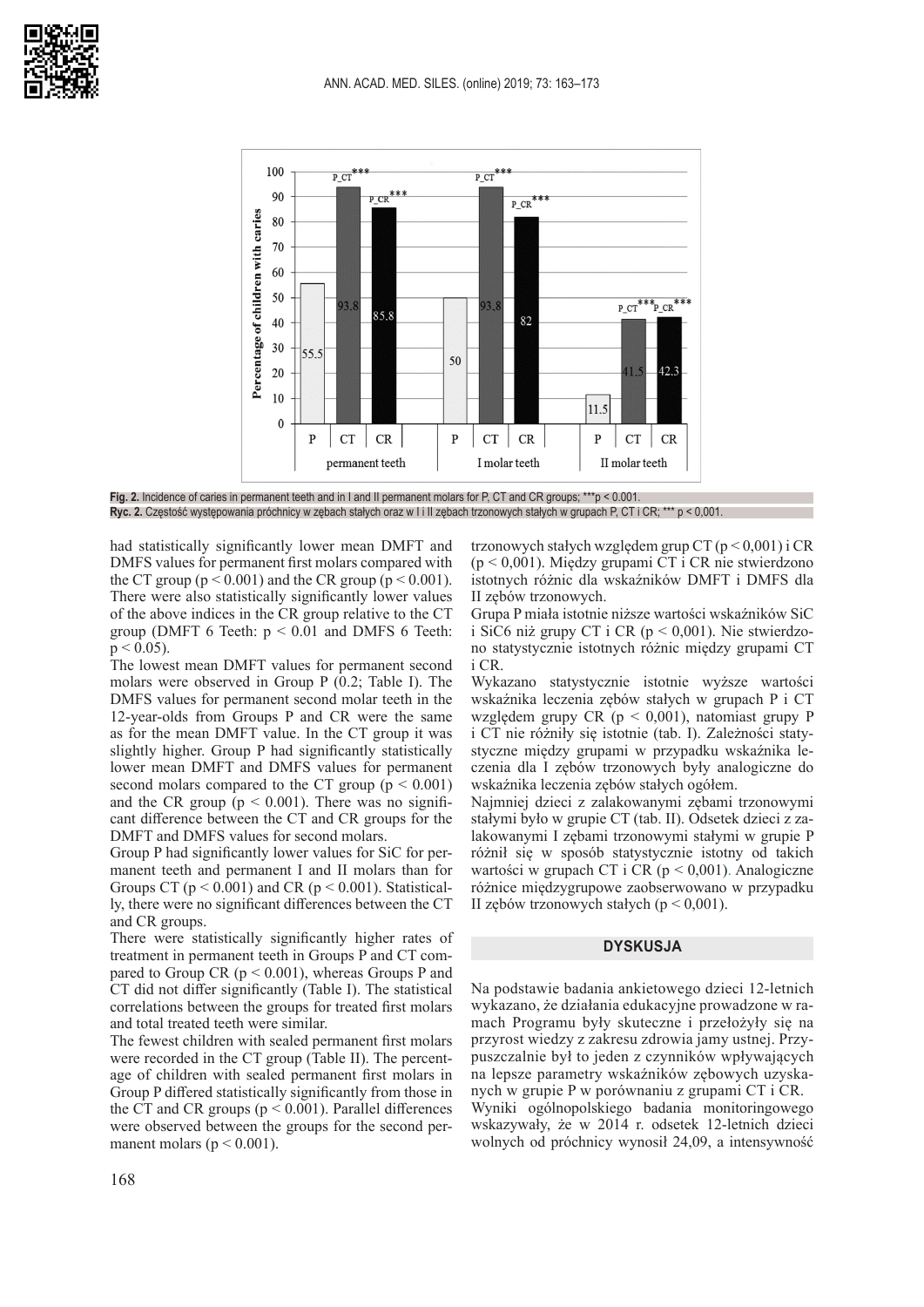Fig. 2. Incidence of caries in permanent teeth and in I and II permanent molars for P, CT and CR groups; ***$p < 0.001$.

Ryc. 2. Częstość występowania próchnicy w zębach stałych oraz w I i II zębach trzonowych stałych w grupach P, CT i CR; *** $p < 0{,}001$.

had statistically significantly lower mean DMFT and DMFS values for permanent first molars compared with the CT group ($p < 0.001$) and the CR group ($p < 0.001$). There were also statistically significantly lower values of the above indices in the CR group relative to the CT group (DMFT 6 Teeth: $p < 0.01$ and DMFS 6 Teeth: $p < 0.05$).

The lowest mean DMFT values for permanent second molars were observed in Group P (0.2; Table I). The DMFS values for permanent second molar teeth in the 12-year-olds from Groups P and CR were the same as for the mean DMFT value. In the CT group it was slightly higher. Group P had significantly statistically lower mean DMFT and DMFS values for permanent second molars compared to the CT group ($p < 0.001$) and the CR group ($p < 0.001$). There was no significant difference between the CT and CR groups for the DMFT and DMFS values for second molars.

Group P had significantly lower values for SiC for permanent teeth and permanent I and II molars than for Groups CT ($p < 0.001$) and CR ($p < 0.001$). Statistically, there were no significant differences between the CT and CR groups.

There were statistically significantly higher rates of treatment in permanent teeth in Groups P and CT compared to Group CR ($p < 0.001$), whereas Groups P and CT did not differ significantly (Table I). The statistical correlations between the groups for treated first molars and total treated teeth were similar.

The fewest children with sealed permanent first molars were recorded in the CT group (Table II). The percentage of children with sealed permanent first molars in Group P differed statistically significantly from those in the CT and CR groups ($p < 0.001$). Parallel differences were observed between the groups for the second permanent molars ($p < 0.001$).

trzonowych stałych względem grup CT ($p < 0{,}001$) i CR ($p < 0{,}001$). Między grupami CT i CR nie stwierdzono istotnych różnic dla wskaźników DMFT i DMFS dla II zębów trzonowych.

Grupa P miała istotnie niższe wartości wskaźników SiC i SiC6 niż grupy CT i CR ($p < 0{,}001$). Nie stwierdzono statystycznie istotnych różnic między grupami CT i CR.

Wykazano statystycznie istotnie wyższe wartości wskaźnika leczenia zębów stałych w grupach P i CT względem grupy CR ($p < 0{,}001$), natomiast grupy P i CT nie różniły się istotnie (tab. I). Zależności statystyczne między grupami w przypadku wskaźnika leczenia dla I zębów trzonowych były analogiczne do wskaźnika leczenia zębów stałych ogółem.

Najmniej dzieci z zalakowanymi zębami trzonowymi stałymi było w grupie CT (tab. II). Odsetek dzieci z zalakowanymi I zębami trzonowymi stałymi w grupie P różnił się w sposób statystycznie istotny od takich wartości w grupach CT i CR ($p < 0{,}001$). Analogiczne różnice międzygrupowe zaobserwowano w przypadku II zębów trzonowych stałych ($p < 0{,}001$).

## DYSKUSJA

Na podstawie badania ankietowego dzieci 12-letnich wykazano, że działania edukacyjne prowadzone w ramach Programu były skuteczne i przełożyły się na przyrost wiedzy z zakresu zdrowia jamy ustnej. Przypuszczalnie był to jeden z czynników wpływających na lepsze parametry wskaźników zębowych uzyskanych w grupie P w porównaniu z grupami CT i CR.

Wyniki ogólnopolskiego badania monitoringowego wskazywały, że w 2014 r. odsetek 12-letnich dzieci wolnych od próchnicy wynosił 24,09, a intensywność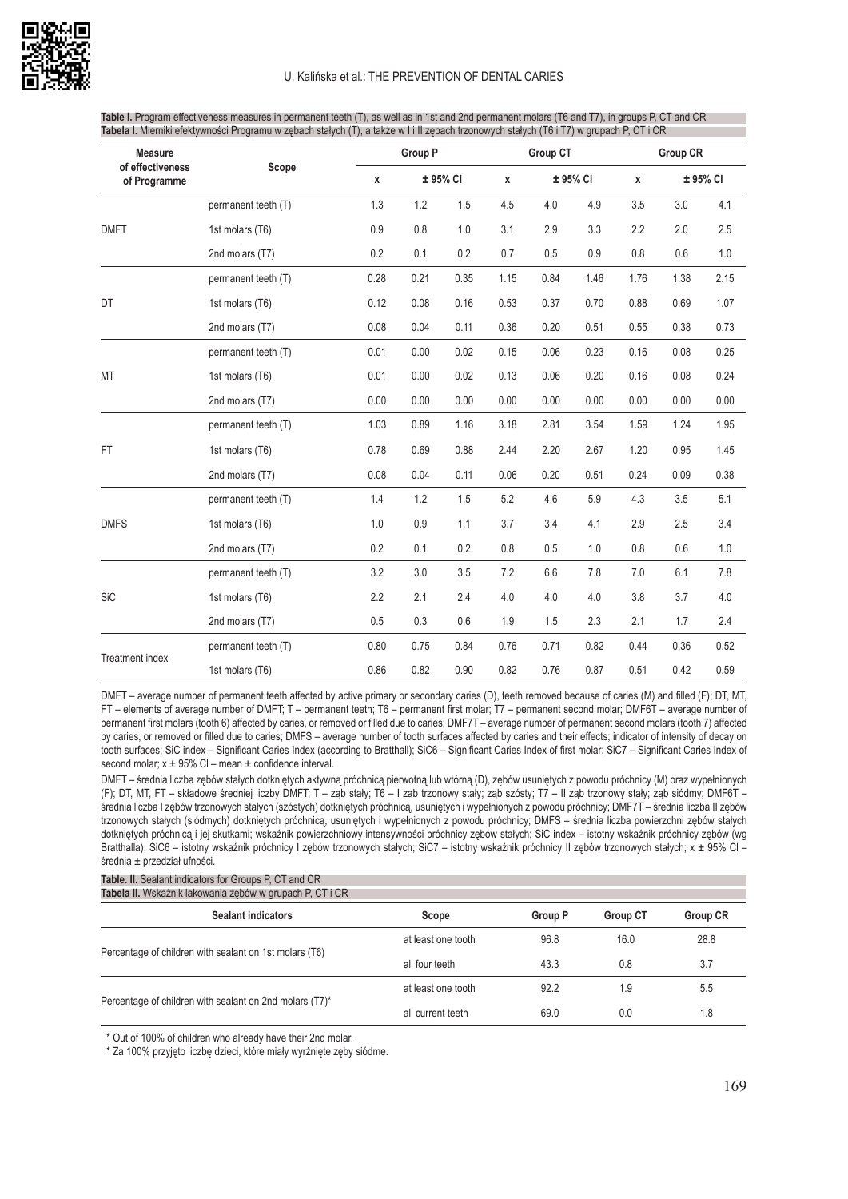**Table I.** Program effectiveness measures in permanent teeth (T), as well as in 1st and 2nd permanent molars (T6 and T7), in groups P, CT and CR

**Tabela I.** Mierniki efektywności Programu w zębach stałych (T), a także w I i II zębach trzonowych stałych (T6 i T7) w grupach P, CT i CR

| Measure of effectiveness of Programme | Scope | Group P | | | Group CT | | | Group CR | | |
|---|---|---|---|---|---|---|---|---|---|---|
| | | x | ± 95% CI | | x | ± 95% CI | | x | ± 95% CI | |
| DMFT | permanent teeth (T) | 1.3 | 1.2 | 1.5 | 4.5 | 4.0 | 4.9 | 3.5 | 3.0 | 4.1 |
| | 1st molars (T6) | 0.9 | 0.8 | 1.0 | 3.1 | 2.9 | 3.3 | 2.2 | 2.0 | 2.5 |
| | 2nd molars (T7) | 0.2 | 0.1 | 0.2 | 0.7 | 0.5 | 0.9 | 0.8 | 0.6 | 1.0 |
| DT | permanent teeth (T) | 0.28 | 0.21 | 0.35 | 1.15 | 0.84 | 1.46 | 1.76 | 1.38 | 2.15 |
| | 1st molars (T6) | 0.12 | 0.08 | 0.16 | 0.53 | 0.37 | 0.70 | 0.88 | 0.69 | 1.07 |
| | 2nd molars (T7) | 0.08 | 0.04 | 0.11 | 0.36 | 0.20 | 0.51 | 0.55 | 0.38 | 0.73 |
| MT | permanent teeth (T) | 0.01 | 0.00 | 0.02 | 0.15 | 0.06 | 0.23 | 0.16 | 0.08 | 0.25 |
| | 1st molars (T6) | 0.01 | 0.00 | 0.02 | 0.13 | 0.06 | 0.20 | 0.16 | 0.08 | 0.24 |
| | 2nd molars (T7) | 0.00 | 0.00 | 0.00 | 0.00 | 0.00 | 0.00 | 0.00 | 0.00 | 0.00 |
| FT | permanent teeth (T) | 1.03 | 0.89 | 1.16 | 3.18 | 2.81 | 3.54 | 1.59 | 1.24 | 1.95 |
| | 1st molars (T6) | 0.78 | 0.69 | 0.88 | 2.44 | 2.20 | 2.67 | 1.20 | 0.95 | 1.45 |
| | 2nd molars (T7) | 0.08 | 0.04 | 0.11 | 0.06 | 0.20 | 0.51 | 0.24 | 0.09 | 0.38 |
| DMFS | permanent teeth (T) | 1.4 | 1.2 | 1.5 | 5.2 | 4.6 | 5.9 | 4.3 | 3.5 | 5.1 |
| | 1st molars (T6) | 1.0 | 0.9 | 1.1 | 3.7 | 3.4 | 4.1 | 2.9 | 2.5 | 3.4 |
| | 2nd molars (T7) | 0.2 | 0.1 | 0.2 | 0.8 | 0.5 | 1.0 | 0.8 | 0.6 | 1.0 |
| SiC | permanent teeth (T) | 3.2 | 3.0 | 3.5 | 7.2 | 6.6 | 7.8 | 7.0 | 6.1 | 7.8 |
| | 1st molars (T6) | 2.2 | 2.1 | 2.4 | 4.0 | 4.0 | 4.0 | 3.8 | 3.7 | 4.0 |
| | 2nd molars (T7) | 0.5 | 0.3 | 0.6 | 1.9 | 1.5 | 2.3 | 2.1 | 1.7 | 2.4 |
| Treatment index | permanent teeth (T) | 0.80 | 0.75 | 0.84 | 0.76 | 0.71 | 0.82 | 0.44 | 0.36 | 0.52 |
| | 1st molars (T6) | 0.86 | 0.82 | 0.90 | 0.82 | 0.76 | 0.87 | 0.51 | 0.42 | 0.59 |

DMFT – average number of permanent teeth affected by active primary or secondary caries (D), teeth removed because of caries (M) and filled (F); DT, MT, FT – elements of average number of DMFT; T – permanent teeth; T6 – permanent first molar; T7 – permanent second molar; DMF6T – average number of permanent first molars (tooth 6) affected by caries, or removed or filled due to caries; DMF7T – average number of permanent second molars (tooth 7) affected by caries, or removed or filled due to caries; DMFS – average number of tooth surfaces affected by caries and their effects; indicator of intensity of decay on tooth surfaces; SiC index – Significant Caries Index (according to Bratthall); SiC6 – Significant Caries Index of first molar; SiC7 – Significant Caries Index of second molar; x ± 95% CI – mean ± confidence interval.

DMFT – średnia liczba zębów stałych dotkniętych aktywną próchnicą pierwotną lub wtórną (D), zębów usuniętych z powodu próchnicy (M) oraz wypełnionych (F); DT, MT, FT – składowe średniej liczby DMFT; T – ząb stały; T6 – I ząb trzonowy stały; ząb szósty; T7 – II ząb trzonowy stały; ząb siódmy; DMF6T – średnia liczba I zębów trzonowych stałych (szóstych) dotkniętych próchnicą, usuniętych i wypełnionych z powodu próchnicy; DMF7T – średnia liczba II zębów trzonowych stałych (siódmych) dotkniętych próchnicą, usuniętych i wypełnionych z powodu próchnicy; DMFS – średnia liczba powierzchni zębów stałych dotkniętych próchnicą i jej skutkami; wskaźnik powierzchniowy intensywności próchnicy zębów stałych; SiC index – istotny wskaźnik próchnicy zębów (wg Bratthalla); SiC6 – istotny wskaźnik próchnicy I zębów trzonowych stałych; SiC7 – istotny wskaźnik próchnicy II zębów trzonowych stałych; x ± 95% CI – średnia ± przedział ufności.

**Table. II.** Sealant indicators for Groups P, CT and CR

**Tabela II.** Wskaźnik lakowania zębów w grupach P, CT i CR

| Sealant indicators | Scope | Group P | Group CT | Group CR |
|---|---|---|---|---|
| Percentage of children with sealant on 1st molars (T6) | at least one tooth | 96.8 | 16.0 | 28.8 |
| | all four teeth | 43.3 | 0.8 | 3.7 |
| Percentage of children with sealant on 2nd molars (T7)* | at least one tooth | 92.2 | 1.9 | 5.5 |
| | all current teeth | 69.0 | 0.0 | 1.8 |

\* Out of 100% of children who already have their 2nd molar.

\* Za 100% przyjęto liczbę dzieci, które miały wyrżnięte zęby siódme.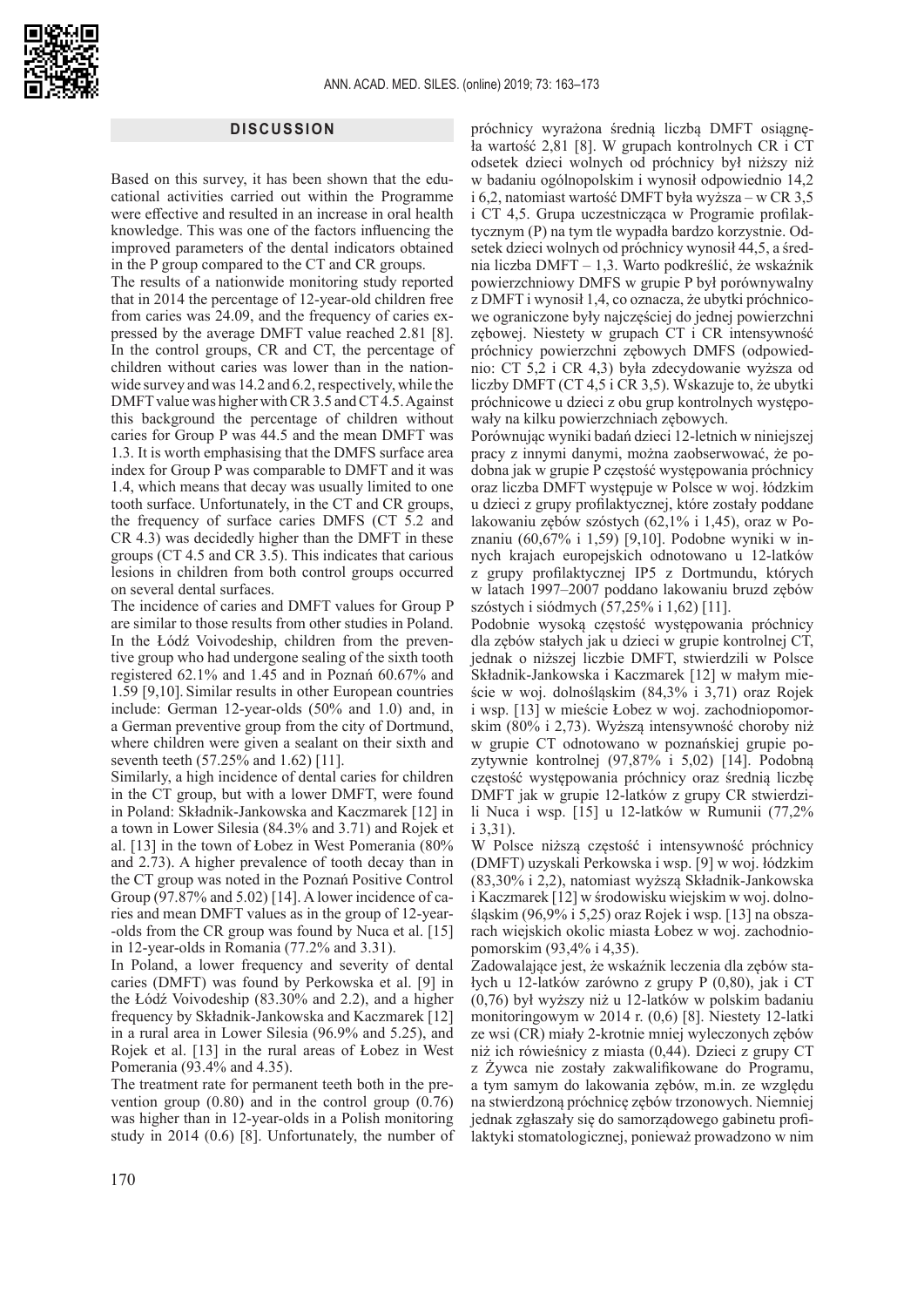## DISCUSSION

Based on this survey, it has been shown that the educational activities carried out within the Programme were effective and resulted in an increase in oral health knowledge. This was one of the factors influencing the improved parameters of the dental indicators obtained in the P group compared to the CT and CR groups.

The results of a nationwide monitoring study reported that in 2014 the percentage of 12-year-old children free from caries was 24.09, and the frequency of caries expressed by the average DMFT value reached 2.81 [8]. In the control groups, CR and CT, the percentage of children without caries was lower than in the nationwide survey and was 14.2 and 6.2, respectively, while the DMFT value was higher with CR 3.5 and CT 4.5. Against this background the percentage of children without caries for Group P was 44.5 and the mean DMFT was 1.3. It is worth emphasising that the DMFS surface area index for Group P was comparable to DMFT and it was 1.4, which means that decay was usually limited to one tooth surface. Unfortunately, in the CT and CR groups, the frequency of surface caries DMFS (CT 5.2 and CR 4.3) was decidedly higher than the DMFT in these groups (CT 4.5 and CR 3.5). This indicates that carious lesions in children from both control groups occurred on several dental surfaces.

The incidence of caries and DMFT values for Group P are similar to those results from other studies in Poland. In the Łódź Voivodeship, children from the preventive group who had undergone sealing of the sixth tooth registered 62.1% and 1.45 and in Poznań 60.67% and 1.59 [9,10]. Similar results in other European countries include: German 12-year-olds (50% and 1.0) and, in a German preventive group from the city of Dortmund, where children were given a sealant on their sixth and seventh teeth (57.25% and 1.62) [11].

Similarly, a high incidence of dental caries for children in the CT group, but with a lower DMFT, were found in Poland: Składnik-Jankowska and Kaczmarek [12] in a town in Lower Silesia (84.3% and 3.71) and Rojek et al. [13] in the town of Łobez in West Pomerania (80% and 2.73). A higher prevalence of tooth decay than in the CT group was noted in the Poznań Positive Control Group (97.87% and 5.02) [14]. A lower incidence of caries and mean DMFT values as in the group of 12-year-olds from the CR group was found by Nuca et al. [15] in 12-year-olds in Romania (77.2% and 3.31).

In Poland, a lower frequency and severity of dental caries (DMFT) was found by Perkowska et al. [9] in the Łódź Voivodeship (83.30% and 2.2), and a higher frequency by Składnik-Jankowska and Kaczmarek [12] in a rural area in Lower Silesia (96.9% and 5.25), and Rojek et al. [13] in the rural areas of Łobez in West Pomerania (93.4% and 4.35).

The treatment rate for permanent teeth both in the prevention group (0.80) and in the control group (0.76) was higher than in 12-year-olds in a Polish monitoring study in 2014 (0.6) [8]. Unfortunately, the number of

próchnicy wyrażona średnią liczbą DMFT osiągnęła wartość 2,81 [8]. W grupach kontrolnych CR i CT odsetek dzieci wolnych od próchnicy był niższy niż w badaniu ogólnopolskim i wynosił odpowiednio 14,2 i 6,2, natomiast wartość DMFT była wyższa – w CR 3,5 i CT 4,5. Grupa uczestnicząca w Programie profilaktycznym (P) na tym tle wypadła bardzo korzystnie. Odsetek dzieci wolnych od próchnicy wynosił 44,5, a średnia liczba DMFT – 1,3. Warto podkreślić, że wskaźnik powierzchniowy DMFS w grupie P był porównywalny z DMFT i wynosił 1,4, co oznacza, że ubytki próchnicowe ograniczone były najczęściej do jednej powierzchni zębowej. Niestety w grupach CT i CR intensywność próchnicy powierzchni zębowych DMFS (odpowiednio: CT 5,2 i CR 4,3) była zdecydowanie wyższa od liczby DMFT (CT 4,5 i CR 3,5). Wskazuje to, że ubytki próchnicowe u dzieci z obu grup kontrolnych występowały na kilku powierzchniach zębowych.

Porównując wyniki badań dzieci 12-letnich w niniejszej pracy z innymi danymi, można zaobserwować, że podobna jak w grupie P częstość występowania próchnicy oraz liczba DMFT występuje w Polsce w woj. łódzkim u dzieci z grupy profilaktycznej, które zostały poddane lakowaniu zębów szóstych (62,1% i 1,45), oraz w Poznaniu (60,67% i 1,59) [9,10]. Podobne wyniki w innych krajach europejskich odnotowano u 12-latków z grupy profilaktycznej IP5 z Dortmundu, których w latach 1997–2007 poddano lakowaniu bruzd zębów szóstych i siódmych (57,25% i 1,62) [11].

Podobnie wysoką częstość występowania próchnicy dla zębów stałych jak u dzieci w grupie kontrolnej CT, jednak o niższej liczbie DMFT, stwierdzili w Polsce Składnik-Jankowska i Kaczmarek [12] w małym mieście w woj. dolnośląskim (84,3% i 3,71) oraz Rojek i wsp. [13] w mieście Łobez w woj. zachodniopomorskim (80% i 2,73). Wyższą intensywność choroby niż w grupie CT odnotowano w poznańskiej grupie pozytywnie kontrolnej (97,87% i 5,02) [14]. Podobną częstość występowania próchnicy oraz średnią liczbę DMFT jak w grupie 12-latków z grupy CR stwierdzili Nuca i wsp. [15] u 12-latków w Rumunii (77,2% i 3,31).

W Polsce niższą częstość i intensywność próchnicy (DMFT) uzyskali Perkowska i wsp. [9] w woj. łódzkim (83,30% i 2,2), natomiast wyższą Składnik-Jankowska i Kaczmarek [12] w środowisku wiejskim w woj. dolnośląskim (96,9% i 5,25) oraz Rojek i wsp. [13] na obszarach wiejskich okolic miasta Łobez w woj. zachodniopomorskim (93,4% i 4,35).

Zadowalające jest, że wskaźnik leczenia dla zębów stałych u 12-latków zarówno z grupy P (0,80), jak i CT (0,76) był wyższy niż u 12-latków w polskim badaniu monitoringowym w 2014 r. (0,6) [8]. Niestety 12-latki ze wsi (CR) miały 2-krotnie mniej wyleczonych zębów niż ich rówieśnicy z miasta (0,44). Dzieci z grupy CT z Żywca nie zostały zakwalifikowane do Programu, a tym samym do lakowania zębów, m.in. ze względu na stwierdzoną próchnicę zębów trzonowych. Niemniej jednak zgłaszały się do samorządowego gabinetu profilaktyki stomatologicznej, ponieważ prowadzono w nim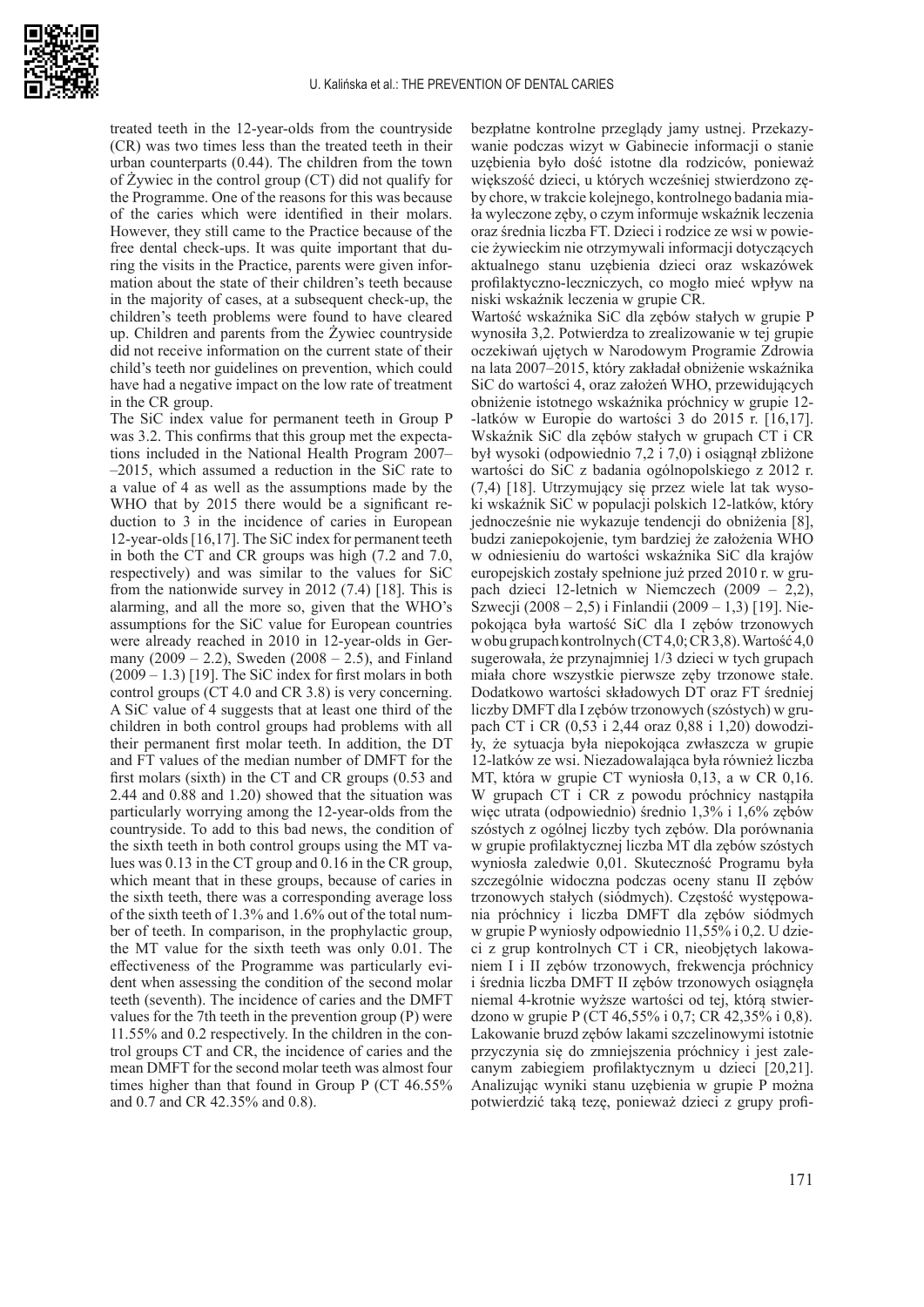treated teeth in the 12-year-olds from the countryside (CR) was two times less than the treated teeth in their urban counterparts (0.44). The children from the town of Żywiec in the control group (CT) did not qualify for the Programme. One of the reasons for this was because of the caries which were identified in their molars. However, they still came to the Practice because of the free dental check-ups. It was quite important that during the visits in the Practice, parents were given information about the state of their children's teeth because in the majority of cases, at a subsequent check-up, the children's teeth problems were found to have cleared up. Children and parents from the Żywiec countryside did not receive information on the current state of their child's teeth nor guidelines on prevention, which could have had a negative impact on the low rate of treatment in the CR group.

The SiC index value for permanent teeth in Group P was 3.2. This confirms that this group met the expectations included in the National Health Program 2007–2015, which assumed a reduction in the SiC rate to a value of 4 as well as the assumptions made by the WHO that by 2015 there would be a significant reduction to 3 in the incidence of caries in European 12-year-olds [16,17]. The SiC index for permanent teeth in both the CT and CR groups was high (7.2 and 7.0, respectively) and was similar to the values for SiC from the nationwide survey in 2012 (7.4) [18]. This is alarming, and all the more so, given that the WHO's assumptions for the SiC value for European countries were already reached in 2010 in 12-year-olds in Germany (2009 – 2.2), Sweden (2008 – 2.5), and Finland (2009 – 1.3) [19]. The SiC index for first molars in both control groups (CT 4.0 and CR 3.8) is very concerning. A SiC value of 4 suggests that at least one third of the children in both control groups had problems with all their permanent first molar teeth. In addition, the DT and FT values of the median number of DMFT for the first molars (sixth) in the CT and CR groups (0.53 and 2.44 and 0.88 and 1.20) showed that the situation was particularly worrying among the 12-year-olds from the countryside. To add to this bad news, the condition of the sixth teeth in both control groups using the MT values was 0.13 in the CT group and 0.16 in the CR group, which meant that in these groups, because of caries in the sixth teeth, there was a corresponding average loss of the sixth teeth of 1.3% and 1.6% out of the total number of teeth. In comparison, in the prophylactic group, the MT value for the sixth teeth was only 0.01. The effectiveness of the Programme was particularly evident when assessing the condition of the second molar teeth (seventh). The incidence of caries and the DMFT values for the 7th teeth in the prevention group (P) were 11.55% and 0.2 respectively. In the children in the control groups CT and CR, the incidence of caries and the mean DMFT for the second molar teeth was almost four times higher than that found in Group P (CT 46.55% and 0.7 and CR 42.35% and 0.8).

bezpłatne kontrolne przeglądy jamy ustnej. Przekazywanie podczas wizyt w Gabinecie informacji o stanie uzębienia było dość istotne dla rodziców, ponieważ większość dzieci, u których wcześniej stwierdzono zęby chore, w trakcie kolejnego, kontrolnego badania miała wyleczone zęby, o czym informuje wskaźnik leczenia oraz średnia liczba FT. Dzieci i rodzice ze wsi w powiecie żywieckim nie otrzymywali informacji dotyczących aktualnego stanu uzębienia dzieci oraz wskazówek profilaktyczno-leczniczych, co mogło mieć wpływ na niski wskaźnik leczenia w grupie CR.

Wartość wskaźnika SiC dla zębów stałych w grupie P wynosiła 3,2. Potwierdza to zrealizowanie w tej grupie oczekiwań ujętych w Narodowym Programie Zdrowia na lata 2007–2015, który zakładał obniżenie wskaźnika SiC do wartości 4, oraz założeń WHO, przewidujących obniżenie istotnego wskaźnika próchnicy w grupie 12-latków w Europie do wartości 3 do 2015 r. [16,17]. Wskaźnik SiC dla zębów stałych w grupach CT i CR był wysoki (odpowiednio 7,2 i 7,0) i osiągnął zbliżone wartości do SiC z badania ogólnopolskiego z 2012 r. (7,4) [18]. Utrzymujący się przez wiele lat tak wysoki wskaźnik SiC w populacji polskich 12-latków, który jednocześnie nie wykazuje tendencji do obniżenia [8], budzi zaniepokojenie, tym bardziej że założenia WHO w odniesieniu do wartości wskaźnika SiC dla krajów europejskich zostały spełnione już przed 2010 r. w grupach dzieci 12-letnich w Niemczech (2009 – 2,2), Szwecji (2008 – 2,5) i Finlandii (2009 – 1,3) [19]. Niepokojąca była wartość SiC dla I zębów trzonowych w obu grupach kontrolnych (CT 4,0; CR 3,8). Wartość 4,0 sugerowała, że przynajmniej 1/3 dzieci w tych grupach miała chore wszystkie pierwsze zęby trzonowe stałe. Dodatkowo wartości składowych DT oraz FT średniej liczby DMFT dla I zębów trzonowych (szóstych) w grupach CT i CR (0,53 i 2,44 oraz 0,88 i 1,20) dowodziły, że sytuacja była niepokojąca zwłaszcza w grupie 12-latków ze wsi. Niezadowalająca była również liczba MT, która w grupie CT wyniosła 0,13, a w CR 0,16. W grupach CT i CR z powodu próchnicy nastąpiła więc utrata (odpowiednio) średnio 1,3% i 1,6% zębów szóstych z ogólnej liczby tych zębów. Dla porównania w grupie profilaktycznej liczba MT dla zębów szóstych wyniosła zaledwie 0,01. Skuteczność Programu była szczególnie widoczna podczas oceny stanu II zębów trzonowych stałych (siódmych). Częstość występowania próchnicy i liczba DMFT dla zębów siódmych w grupie P wyniosły odpowiednio 11,55% i 0,2. U dzieci z grup kontrolnych CT i CR, nieobjętych lakowaniem I i II zębów trzonowych, frekwencja próchnicy i średnia liczba DMFT II zębów trzonowych osiągnęła niemal 4-krotnie wyższe wartości od tej, którą stwierdzono w grupie P (CT 46,55% i 0,7; CR 42,35% i 0,8). Lakowanie bruzd zębów lakami szczelinowymi istotnie przyczynia się do zmniejszenia próchnicy i jest zalecanym zabiegiem profilaktycznym u dzieci [20,21]. Analizując wyniki stanu uzębienia w grupie P można potwierdzić taką tezę, ponieważ dzieci z grupy profi-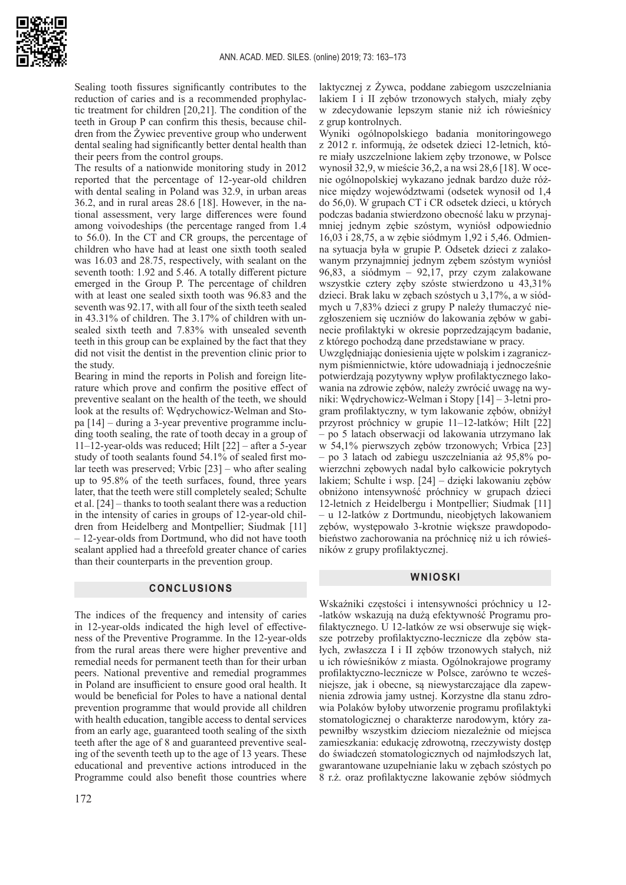Sealing tooth fissures significantly contributes to the reduction of caries and is a recommended prophylactic treatment for children [20,21]. The condition of the teeth in Group P can confirm this thesis, because children from the Żywiec preventive group who underwent dental sealing had significantly better dental health than their peers from the control groups.

The results of a nationwide monitoring study in 2012 reported that the percentage of 12-year-old children with dental sealing in Poland was 32.9, in urban areas 36.2, and in rural areas 28.6 [18]. However, in the national assessment, very large differences were found among voivodeships (the percentage ranged from 1.4 to 56.0). In the CT and CR groups, the percentage of children who have had at least one sixth tooth sealed was 16.03 and 28.75, respectively, with sealant on the seventh tooth: 1.92 and 5.46. A totally different picture emerged in the Group P. The percentage of children with at least one sealed sixth tooth was 96.83 and the seventh was 92.17, with all four of the sixth teeth sealed in 43.31% of children. The 3.17% of children with unsealed sixth teeth and 7.83% with unsealed seventh teeth in this group can be explained by the fact that they did not visit the dentist in the prevention clinic prior to the study.

Bearing in mind the reports in Polish and foreign literature which prove and confirm the positive effect of preventive sealant on the health of the teeth, we should look at the results of: Wędrychowicz-Welman and Stopa [14] – during a 3-year preventive programme including tooth sealing, the rate of tooth decay in a group of 11–12-year-olds was reduced; Hilt [22] – after a 5-year study of tooth sealants found 54.1% of sealed first molar teeth was preserved; Vrbic [23] – who after sealing up to 95.8% of the teeth surfaces, found, three years later, that the teeth were still completely sealed; Schulte et al. [24] – thanks to tooth sealant there was a reduction in the intensity of caries in groups of 12-year-old children from Heidelberg and Montpellier; Siudmak [11] – 12-year-olds from Dortmund, who did not have tooth sealant applied had a threefold greater chance of caries than their counterparts in the prevention group.

## CONCLUSIONS

The indices of the frequency and intensity of caries in 12-year-olds indicated the high level of effectiveness of the Preventive Programme. In the 12-year-olds from the rural areas there were higher preventive and remedial needs for permanent teeth than for their urban peers. National preventive and remedial programmes in Poland are insufficient to ensure good oral health. It would be beneficial for Poles to have a national dental prevention programme that would provide all children with health education, tangible access to dental services from an early age, guaranteed tooth sealing of the sixth teeth after the age of 8 and guaranteed preventive sealing of the seventh teeth up to the age of 13 years. These educational and preventive actions introduced in the Programme could also benefit those countries where

laktycznej z Żywca, poddane zabiegom uszczelniania lakiem I i II zębów trzonowych stałych, miały zęby w zdecydowanie lepszym stanie niż ich rówieśnicy z grup kontrolnych.

Wyniki ogólnopolskiego badania monitoringowego z 2012 r. informują, że odsetek dzieci 12-letnich, które miały uszczelnione lakiem zęby trzonowe, w Polsce wynosił 32,9, w mieście 36,2, a na wsi 28,6 [18]. W ocenie ogólnopolskiej wykazano jednak bardzo duże różnice między województwami (odsetek wynosił od 1,4 do 56,0). W grupach CT i CR odsetek dzieci, u których podczas badania stwierdzono obecność laku w przynajmniej jednym zębie szóstym, wyniósł odpowiednio 16,03 i 28,75, a w zębie siódmym 1,92 i 5,46. Odmienna sytuacja była w grupie P. Odsetek dzieci z zalakowanym przynajmniej jednym zębem szóstym wyniósł 96,83, a siódmym – 92,17, przy czym zalakowane wszystkie cztery zęby szóste stwierdzono u 43,31% dzieci. Brak laku w zębach szóstych u 3,17%, a w siódmych u 7,83% dzieci z grupy P należy tłumaczyć niezgłoszeniem się uczniów do lakowania zębów w gabinecie profilaktyki w okresie poprzedzającym badanie, z którego pochodzą dane przedstawiane w pracy.

Uwzględniając doniesienia ujęte w polskim i zagranicznym piśmiennictwie, które udowadniają i jednocześnie potwierdzają pozytywny wpływ profilaktycznego lakowania na zdrowie zębów, należy zwrócić uwagę na wyniki: Wędrychowicz-Welman i Stopy [14] – 3-letni program profilaktyczny, w tym lakowanie zębów, obniżył przyrost próchnicy w grupie 11–12-latków; Hilt [22] – po 5 latach obserwacji od lakowania utrzymano lak w 54,1% pierwszych zębów trzonowych; Vrbica [23] – po 3 latach od zabiegu uszczelniania aż 95,8% powierzchni zębowych nadal było całkowicie pokrytych lakiem; Schulte i wsp. [24] – dzięki lakowaniu zębów obniżono intensywność próchnicy w grupach dzieci 12-letnich z Heidelbergu i Montpellier; Siudmak [11] – u 12-latków z Dortmundu, nieobjętych lakowaniem zębów, występowało 3-krotnie większe prawdopodobieństwo zachorowania na próchnicę niż u ich rówieśników z grupy profilaktycznej.

## WNIOSKI

Wskaźniki częstości i intensywności próchnicy u 12-latków wskazują na dużą efektywność Programu profilaktycznego. U 12-latków ze wsi obserwuje się większe potrzeby profilaktyczno-lecznicze dla zębów stałych, zwłaszcza I i II zębów trzonowych stałych, niż u ich rówieśników z miasta. Ogólnokrajowe programy profilaktyczno-lecznicze w Polsce, zarówno te wcześniejsze, jak i obecne, są niewystarczające dla zapewnienia zdrowia jamy ustnej. Korzystne dla stanu zdrowia Polaków byłoby utworzenie programu profilaktyki stomatologicznej o charakterze narodowym, który zapewniłby wszystkim dzieciom niezależnie od miejsca zamieszkania: edukację zdrowotną, rzeczywisty dostęp do świadczeń stomatologicznych od najmłodszych lat, gwarantowane uzupełnianie laku w zębach szóstych po 8 r.ż. oraz profilaktyczne lakowanie zębów siódmych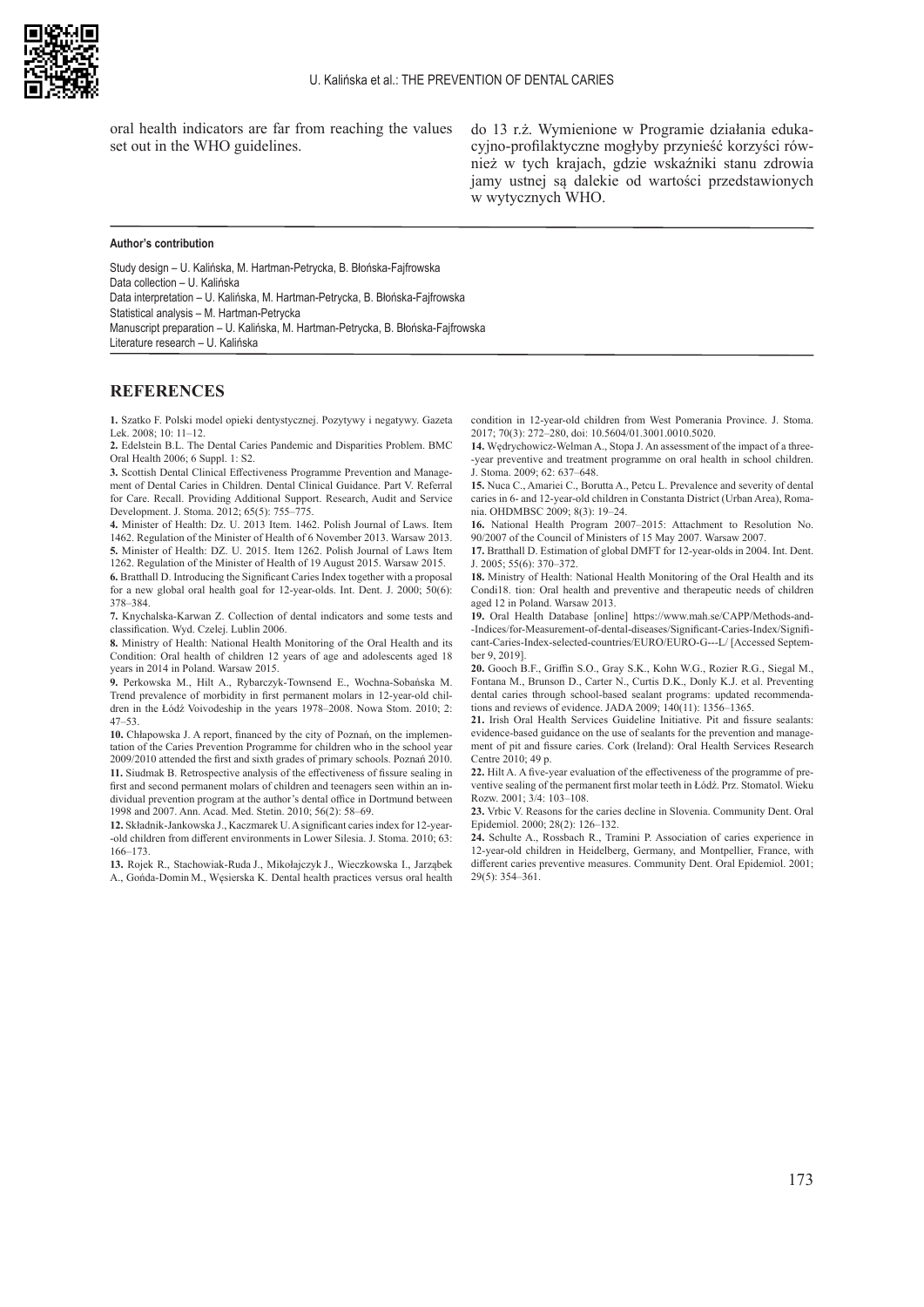oral health indicators are far from reaching the values set out in the WHO guidelines.

do 13 r.ż. Wymienione w Programie działania edukacyjno-profilaktyczne mogłyby przynieść korzyści również w tych krajach, gdzie wskaźniki stanu zdrowia jamy ustnej są dalekie od wartości przedstawionych w wytycznych WHO.

**Author's contribution**

Study design – U. Kalińska, M. Hartman-Petrycka, B. Błońska-Fajfrowska
Data collection – U. Kalińska
Data interpretation – U. Kalińska, M. Hartman-Petrycka, B. Błońska-Fajfrowska
Statistical analysis – M. Hartman-Petrycka
Manuscript preparation – U. Kalińska, M. Hartman-Petrycka, B. Błońska-Fajfrowska
Literature research – U. Kalińska

## REFERENCES

**1.** Szatko F. Polski model opieki dentystycznej. Pozytywy i negatywy. Gazeta Lek. 2008; 10: 11–12.

**2.** Edelstein B.L. The Dental Caries Pandemic and Disparities Problem. BMC Oral Health 2006; 6 Suppl. 1: S2.

**3.** Scottish Dental Clinical Effectiveness Programme Prevention and Management of Dental Caries in Children. Dental Clinical Guidance. Part V. Referral for Care. Recall. Providing Additional Support. Research, Audit and Service Development. J. Stoma. 2012; 65(5): 755–775.

**4.** Minister of Health: Dz. U. 2013 Item. 1462. Polish Journal of Laws. Item 1462. Regulation of the Minister of Health of 6 November 2013. Warsaw 2013.

**5.** Minister of Health: DZ. U. 2015. Item 1262. Polish Journal of Laws Item 1262. Regulation of the Minister of Health of 19 August 2015. Warsaw 2015.

**6.** Bratthall D. Introducing the Significant Caries Index together with a proposal for a new global oral health goal for 12-year-olds. Int. Dent. J. 2000; 50(6): 378–384.

**7.** Knychalska-Karwan Z. Collection of dental indicators and some tests and classification. Wyd. Czelej. Lublin 2006.

**8.** Ministry of Health: National Health Monitoring of the Oral Health and its Condition: Oral health of children 12 years of age and adolescents aged 18 years in 2014 in Poland. Warsaw 2015.

**9.** Perkowska M., Hilt A., Rybarczyk-Townsend E., Wochna-Sobańska M. Trend prevalence of morbidity in first permanent molars in 12-year-old children in the Łódź Voivodeship in the years 1978–2008. Nowa Stom. 2010; 2: 47–53.

**10.** Chłapowska J. A report, financed by the city of Poznań, on the implementation of the Caries Prevention Programme for children who in the school year 2009/2010 attended the first and sixth grades of primary schools. Poznań 2010.

**11.** Siudmak B. Retrospective analysis of the effectiveness of fissure sealing in first and second permanent molars of children and teenagers seen within an individual prevention program at the author's dental office in Dortmund between 1998 and 2007. Ann. Acad. Med. Stetin. 2010; 56(2): 58–69.

**12.** Składnik-Jankowska J., Kaczmarek U. A significant caries index for 12-year-old children from different environments in Lower Silesia. J. Stoma. 2010; 63: 166–173.

**13.** Rojek R., Stachowiak-Ruda J., Mikołajczyk J., Wieczkowska I., Jarząbek A., Gońda-Domin M., Węsierska K. Dental health practices versus oral health condition in 12-year-old children from West Pomerania Province. J. Stoma. 2017; 70(3): 272–280, doi: 10.5604/01.3001.0010.5020.

**14.** Wędrychowicz-Welman A., Stopa J. An assessment of the impact of a three-year preventive and treatment programme on oral health in school children. J. Stoma. 2009; 62: 637–648.

**15.** Nuca C., Amariei C., Borutta A., Petcu L. Prevalence and severity of dental caries in 6- and 12-year-old children in Constanta District (Urban Area), Romania. OHDMBSC 2009; 8(3): 19–24.

**16.** National Health Program 2007–2015: Attachment to Resolution No. 90/2007 of the Council of Ministers of 15 May 2007. Warsaw 2007.

**17.** Bratthall D. Estimation of global DMFT for 12-year-olds in 2004. Int. Dent. J. 2005; 55(6): 370–372.

**18.** Ministry of Health: National Health Monitoring of the Oral Health and its Condi18. tion: Oral health and preventive and therapeutic needs of children aged 12 in Poland. Warsaw 2013.

**19.** Oral Health Database [online] https://www.mah.se/CAPP/Methods-and-Indices/for-Measurement-of-dental-diseases/Significant-Caries-Index/Significant-Caries-Index-selected-countries/EURO/EURO-G---L/ [Accessed September 9, 2019].

**20.** Gooch B.F., Griffin S.O., Gray S.K., Kohn W.G., Rozier R.G., Siegal M., Fontana M., Brunson D., Carter N., Curtis D.K., Donly K.J. et al. Preventing dental caries through school-based sealant programs: updated recommendations and reviews of evidence. JADA 2009; 140(11): 1356–1365.

**21.** Irish Oral Health Services Guideline Initiative. Pit and fissure sealants: evidence-based guidance on the use of sealants for the prevention and management of pit and fissure caries. Cork (Ireland): Oral Health Services Research Centre 2010; 49 p.

**22.** Hilt A. A five-year evaluation of the effectiveness of the programme of preventive sealing of the permanent first molar teeth in Łódź. Prz. Stomatol. Wieku Rozw. 2001; 3/4: 103–108.

**23.** Vrbic V. Reasons for the caries decline in Slovenia. Community Dent. Oral Epidemiol. 2000; 28(2): 126–132.

**24.** Schulte A., Rossbach R., Tramini P. Association of caries experience in 12-year-old children in Heidelberg, Germany, and Montpellier, France, with different caries preventive measures. Community Dent. Oral Epidemiol. 2001; 29(5): 354–361.